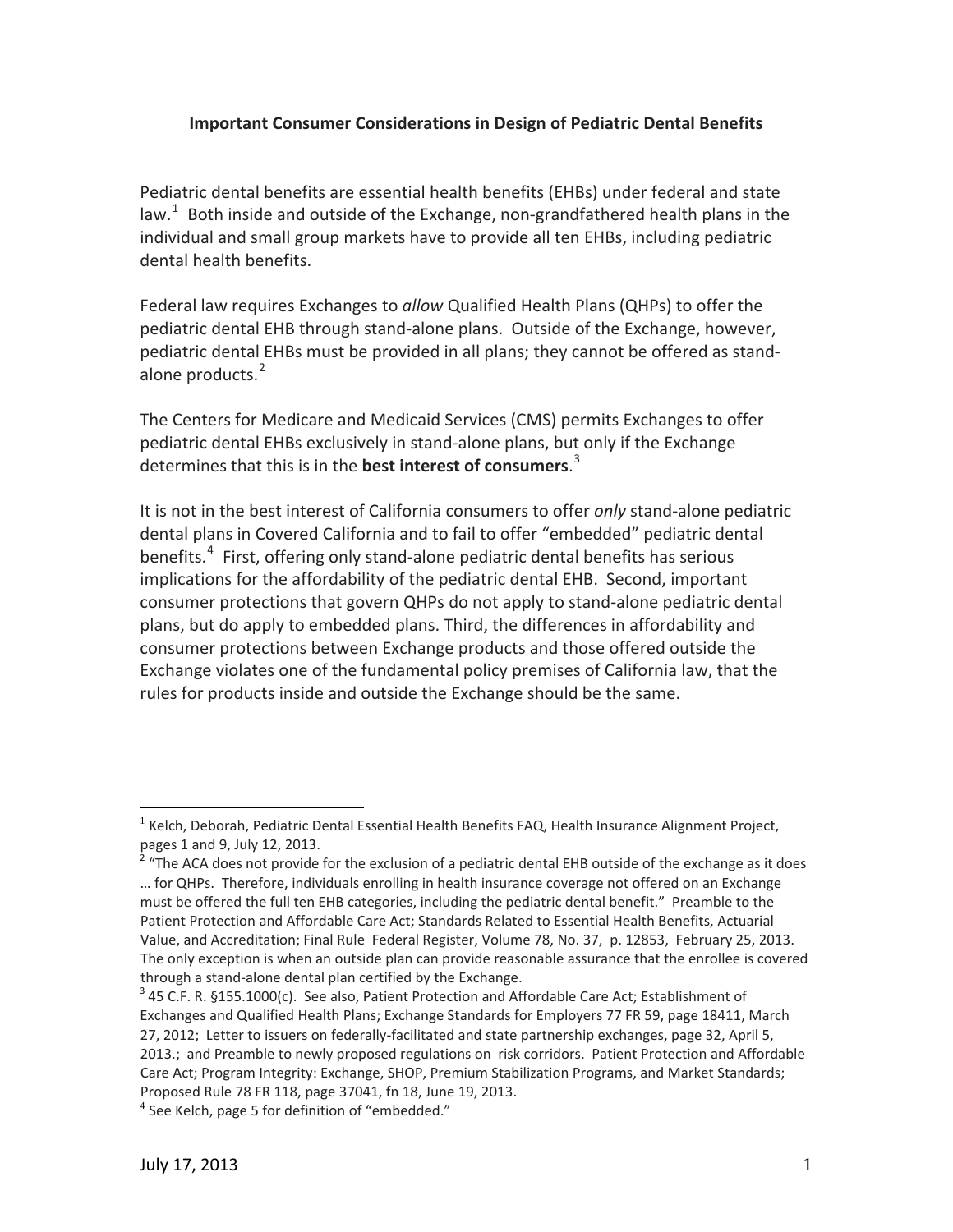**Important Consumer Considerations in Design of Pediatric Dental Benefits**

Pediatric dental benefits are essential health benefits (EHBs) under federal and state law.[1] Both inside and outside of the Exchange, non-grandfathered health plans in the individual and small group markets have to provide all ten EHBs, including pediatric dental health benefits.

Federal law requires Exchanges to *allow* Qualified Health Plans (QHPs) to offer the pediatric dental EHB through stand-alone plans. Outside of the Exchange, however, pediatric dental EHBs must be provided in all plans; they cannot be offered as stand-alone products.[2]

The Centers for Medicare and Medicaid Services (CMS) permits Exchanges to offer pediatric dental EHBs exclusively in stand-alone plans, but only if the Exchange determines that this is in the **best interest of consumers**.[3]

It is not in the best interest of California consumers to offer *only* stand-alone pediatric dental plans in Covered California and to fail to offer "embedded" pediatric dental benefits.[4] First, offering only stand-alone pediatric dental benefits has serious implications for the affordability of the pediatric dental EHB. Second, important consumer protections that govern QHPs do not apply to stand-alone pediatric dental plans, but do apply to embedded plans. Third, the differences in affordability and consumer protections between Exchange products and those offered outside the Exchange violates one of the fundamental policy premises of California law, that the rules for products inside and outside the Exchange should be the same.

---

[1] Kelch, Deborah, Pediatric Dental Essential Health Benefits FAQ, Health Insurance Alignment Project, pages 1 and 9, July 12, 2013.

[2] "The ACA does not provide for the exclusion of a pediatric dental EHB outside of the exchange as it does … for QHPs. Therefore, individuals enrolling in health insurance coverage not offered on an Exchange must be offered the full ten EHB categories, including the pediatric dental benefit." Preamble to the Patient Protection and Affordable Care Act; Standards Related to Essential Health Benefits, Actuarial Value, and Accreditation; Final Rule Federal Register, Volume 78, No. 37, p. 12853, February 25, 2013. The only exception is when an outside plan can provide reasonable assurance that the enrollee is covered through a stand-alone dental plan certified by the Exchange.

[3] 45 C.F. R. §155.1000(c). See also, Patient Protection and Affordable Care Act; Establishment of Exchanges and Qualified Health Plans; Exchange Standards for Employers 77 FR 59, page 18411, March 27, 2012; Letter to issuers on federally-facilitated and state partnership exchanges, page 32, April 5, 2013.; and Preamble to newly proposed regulations on risk corridors. Patient Protection and Affordable Care Act; Program Integrity: Exchange, SHOP, Premium Stabilization Programs, and Market Standards; Proposed Rule 78 FR 118, page 37041, fn 18, June 19, 2013.

[4] See Kelch, page 5 for definition of "embedded."

July 17, 2013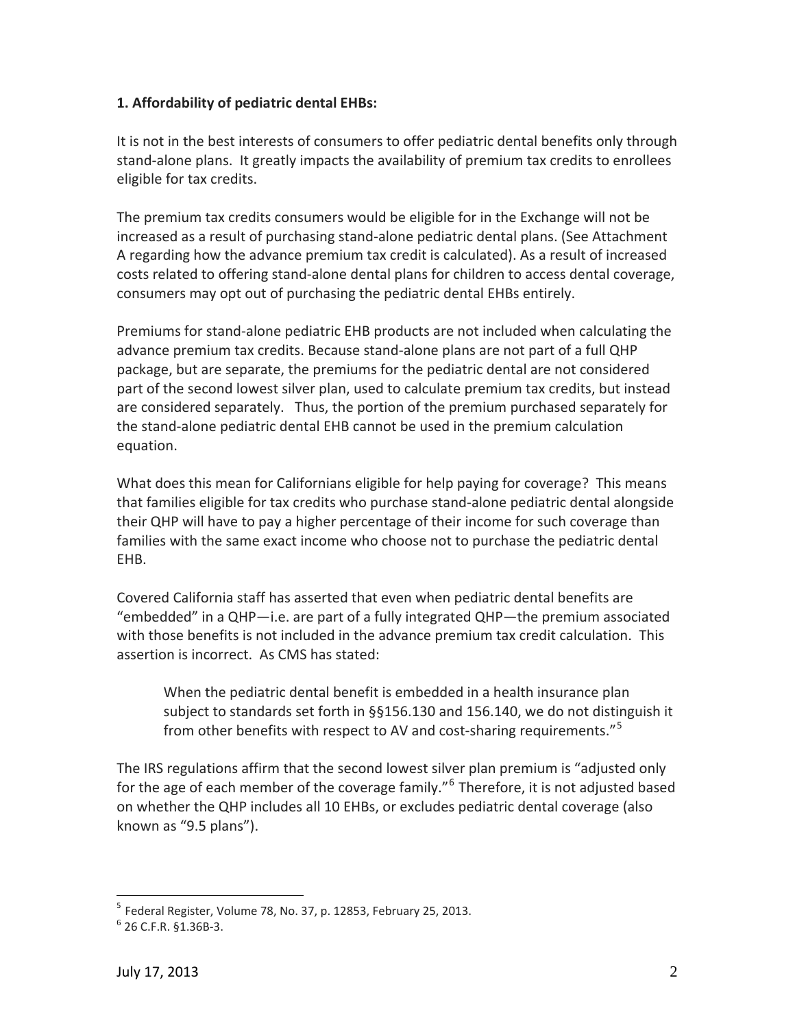**1. Affordability of pediatric dental EHBs:**

It is not in the best interests of consumers to offer pediatric dental benefits only through stand-alone plans. It greatly impacts the availability of premium tax credits to enrollees eligible for tax credits.

The premium tax credits consumers would be eligible for in the Exchange will not be increased as a result of purchasing stand-alone pediatric dental plans. (See Attachment A regarding how the advance premium tax credit is calculated). As a result of increased costs related to offering stand-alone dental plans for children to access dental coverage, consumers may opt out of purchasing the pediatric dental EHBs entirely.

Premiums for stand-alone pediatric EHB products are not included when calculating the advance premium tax credits. Because stand-alone plans are not part of a full QHP package, but are separate, the premiums for the pediatric dental are not considered part of the second lowest silver plan, used to calculate premium tax credits, but instead are considered separately. Thus, the portion of the premium purchased separately for the stand-alone pediatric dental EHB cannot be used in the premium calculation equation.

What does this mean for Californians eligible for help paying for coverage? This means that families eligible for tax credits who purchase stand-alone pediatric dental alongside their QHP will have to pay a higher percentage of their income for such coverage than families with the same exact income who choose not to purchase the pediatric dental EHB.

Covered California staff has asserted that even when pediatric dental benefits are "embedded" in a QHP—i.e. are part of a fully integrated QHP—the premium associated with those benefits is not included in the advance premium tax credit calculation. This assertion is incorrect. As CMS has stated:

> When the pediatric dental benefit is embedded in a health insurance plan subject to standards set forth in §§156.130 and 156.140, we do not distinguish it from other benefits with respect to AV and cost-sharing requirements."[5]

The IRS regulations affirm that the second lowest silver plan premium is "adjusted only for the age of each member of the coverage family."[6] Therefore, it is not adjusted based on whether the QHP includes all 10 EHBs, or excludes pediatric dental coverage (also known as "9.5 plans").

---

[5] Federal Register, Volume 78, No. 37, p. 12853, February 25, 2013.

[6] 26 C.F.R. §1.36B-3.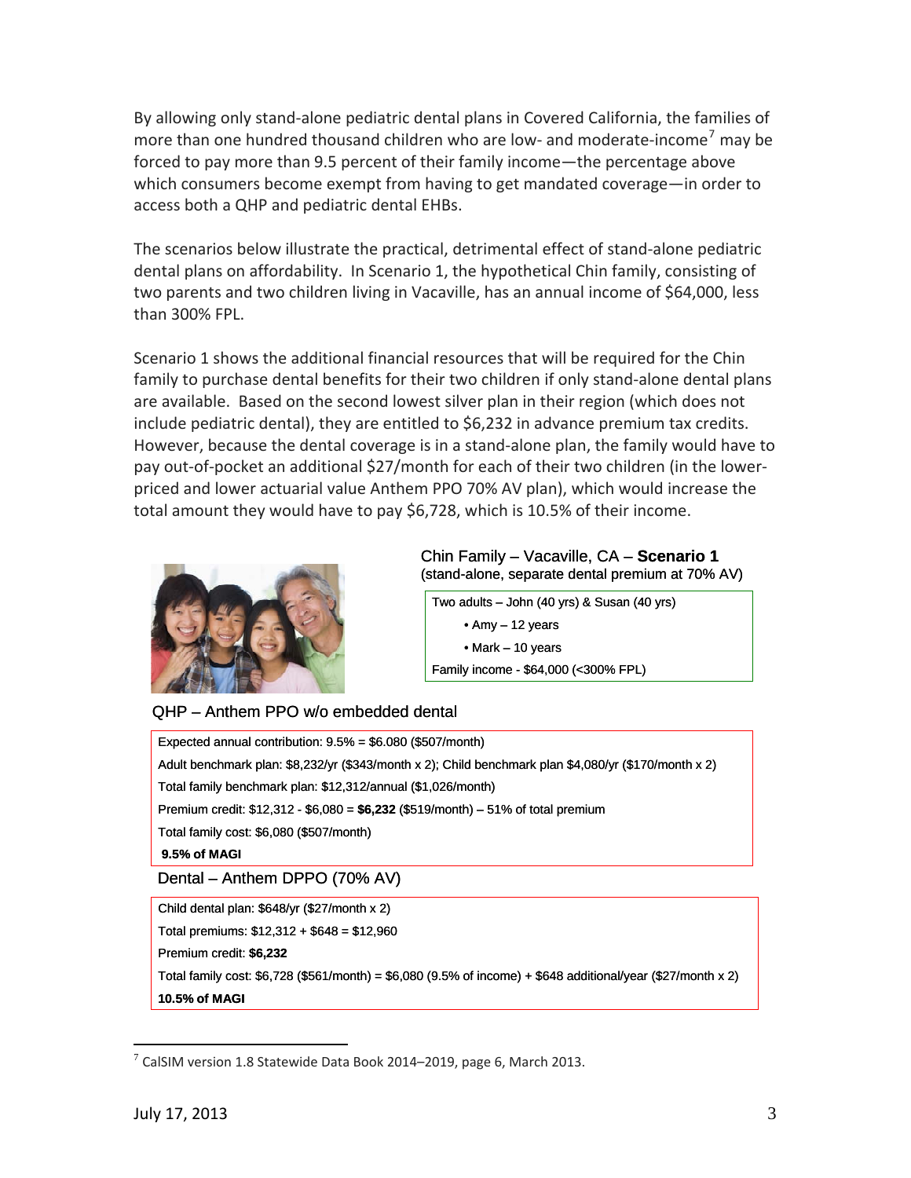By allowing only stand-alone pediatric dental plans in Covered California, the families of more than one hundred thousand children who are low- and moderate-income[7] may be forced to pay more than 9.5 percent of their family income—the percentage above which consumers become exempt from having to get mandated coverage—in order to access both a QHP and pediatric dental EHBs.

The scenarios below illustrate the practical, detrimental effect of stand-alone pediatric dental plans on affordability. In Scenario 1, the hypothetical Chin family, consisting of two parents and two children living in Vacaville, has an annual income of $64,000, less than 300% FPL.

Scenario 1 shows the additional financial resources that will be required for the Chin family to purchase dental benefits for their two children if only stand-alone dental plans are available. Based on the second lowest silver plan in their region (which does not include pediatric dental), they are entitled to $6,232 in advance premium tax credits. However, because the dental coverage is in a stand-alone plan, the family would have to pay out-of-pocket an additional $27/month for each of their two children (in the lower-priced and lower actuarial value Anthem PPO 70% AV plan), which would increase the total amount they would have to pay $6,728, which is 10.5% of their income.

Chin Family – Vacaville, CA – **Scenario 1**
(stand-alone, separate dental premium at 70% AV)

Two adults – John (40 yrs) & Susan (40 yrs)

- Amy – 12 years
- Mark – 10 years

Family income - $64,000 (<300% FPL)

QHP – Anthem PPO w/o embedded dental

Expected annual contribution: 9.5% = $6.080 ($507/month)

Adult benchmark plan: $8,232/yr ($343/month x 2); Child benchmark plan $4,080/yr ($170/month x 2)

Total family benchmark plan: $12,312/annual ($1,026/month)

Premium credit: $12,312 - $6,080 = **$6,232** ($519/month) – 51% of total premium

Total family cost: $6,080 ($507/month)

**9.5% of MAGI**

Dental – Anthem DPPO (70% AV)

Child dental plan: $648/yr ($27/month x 2)

Total premiums: $12,312 + $648 = $12,960

Premium credit: **$6,232**

Total family cost: $6,728 ($561/month) = $6,080 (9.5% of income) + $648 additional/year ($27/month x 2)

**10.5% of MAGI**

---

[7] CalSIM version 1.8 Statewide Data Book 2014–2019, page 6, March 2013.

July 17, 2013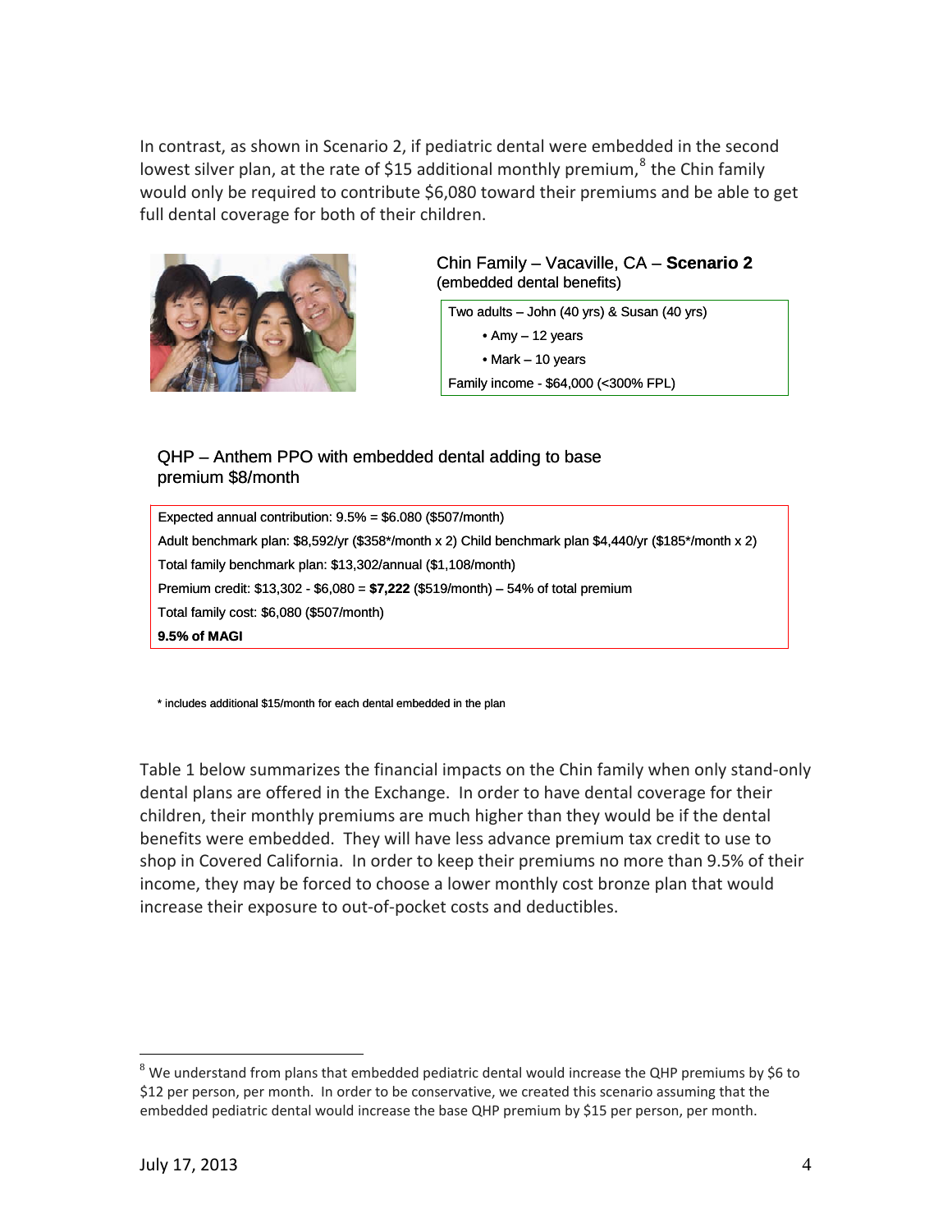In contrast, as shown in Scenario 2, if pediatric dental were embedded in the second lowest silver plan, at the rate of $15 additional monthly premium,[8] the Chin family would only be required to contribute $6,080 toward their premiums and be able to get full dental coverage for both of their children.

Chin Family – Vacaville, CA – **Scenario 2**
(embedded dental benefits)

Two adults – John (40 yrs) & Susan (40 yrs)

- Amy – 12 years
- Mark – 10 years

Family income - $64,000 (<300% FPL)

QHP – Anthem PPO with embedded dental adding to base premium $8/month

Expected annual contribution: 9.5% = $6.080 ($507/month)

Adult benchmark plan: $8,592/yr ($358*/month x 2) Child benchmark plan $4,440/yr ($185*/month x 2)

Total family benchmark plan: $13,302/annual ($1,108/month)

Premium credit: $13,302 - $6,080 = **$7,222** ($519/month) – 54% of total premium

Total family cost: $6,080 ($507/month)

**9.5% of MAGI**

\* includes additional $15/month for each dental embedded in the plan

Table 1 below summarizes the financial impacts on the Chin family when only stand-only dental plans are offered in the Exchange. In order to have dental coverage for their children, their monthly premiums are much higher than they would be if the dental benefits were embedded. They will have less advance premium tax credit to use to shop in Covered California. In order to keep their premiums no more than 9.5% of their income, they may be forced to choose a lower monthly cost bronze plan that would increase their exposure to out-of-pocket costs and deductibles.

[8] We understand from plans that embedded pediatric dental would increase the QHP premiums by $6 to $12 per person, per month. In order to be conservative, we created this scenario assuming that the embedded pediatric dental would increase the base QHP premium by $15 per person, per month.

July 17, 2013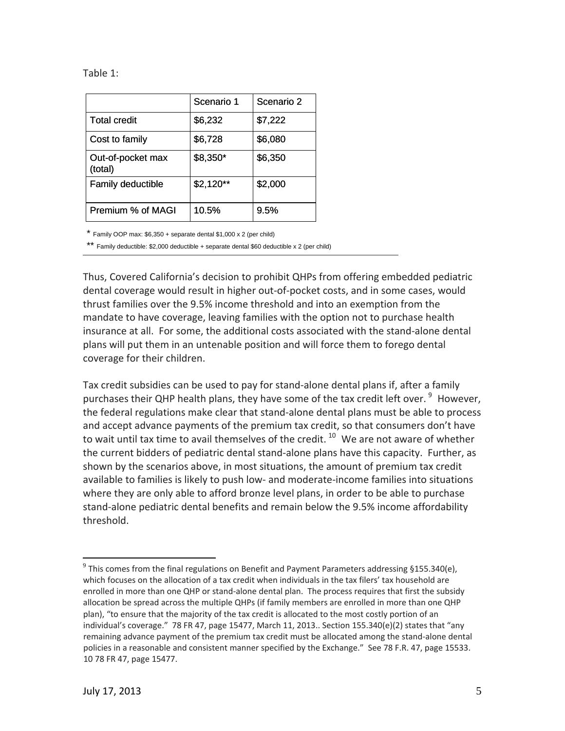Table 1:

| | Scenario 1 | Scenario 2 |
|---|---|---|
| Total credit | $6,232 | $7,222 |
| Cost to family | $6,728 | $6,080 |
| Out-of-pocket max (total) | $8,350* | $6,350 |
| Family deductible | $2,120** | $2,000 |
| Premium % of MAGI | 10.5% | 9.5% |

\* Family OOP max: $6,350 + separate dental $1,000 x 2 (per child)

** Family deductible: $2,000 deductible + separate dental $60 deductible x 2 (per child)

Thus, Covered California's decision to prohibit QHPs from offering embedded pediatric dental coverage would result in higher out-of-pocket costs, and in some cases, would thrust families over the 9.5% income threshold and into an exemption from the mandate to have coverage, leaving families with the option not to purchase health insurance at all. For some, the additional costs associated with the stand-alone dental plans will put them in an untenable position and will force them to forego dental coverage for their children.

Tax credit subsidies can be used to pay for stand-alone dental plans if, after a family purchases their QHP health plans, they have some of the tax credit left over.[9] However, the federal regulations make clear that stand-alone dental plans must be able to process and accept advance payments of the premium tax credit, so that consumers don't have to wait until tax time to avail themselves of the credit.[10] We are not aware of whether the current bidders of pediatric dental stand-alone plans have this capacity. Further, as shown by the scenarios above, in most situations, the amount of premium tax credit available to families is likely to push low- and moderate-income families into situations where they are only able to afford bronze level plans, in order to be able to purchase stand-alone pediatric dental benefits and remain below the 9.5% income affordability threshold.

---

[9] This comes from the final regulations on Benefit and Payment Parameters addressing §155.340(e), which focuses on the allocation of a tax credit when individuals in the tax filers' tax household are enrolled in more than one QHP or stand-alone dental plan. The process requires that first the subsidy allocation be spread across the multiple QHPs (if family members are enrolled in more than one QHP plan), "to ensure that the majority of the tax credit is allocated to the most costly portion of an individual's coverage." 78 FR 47, page 15477, March 11, 2013.. Section 155.340(e)(2) states that "any remaining advance payment of the premium tax credit must be allocated among the stand-alone dental policies in a reasonable and consistent manner specified by the Exchange." See 78 F.R. 47, page 15533.

[10] 78 FR 47, page 15477.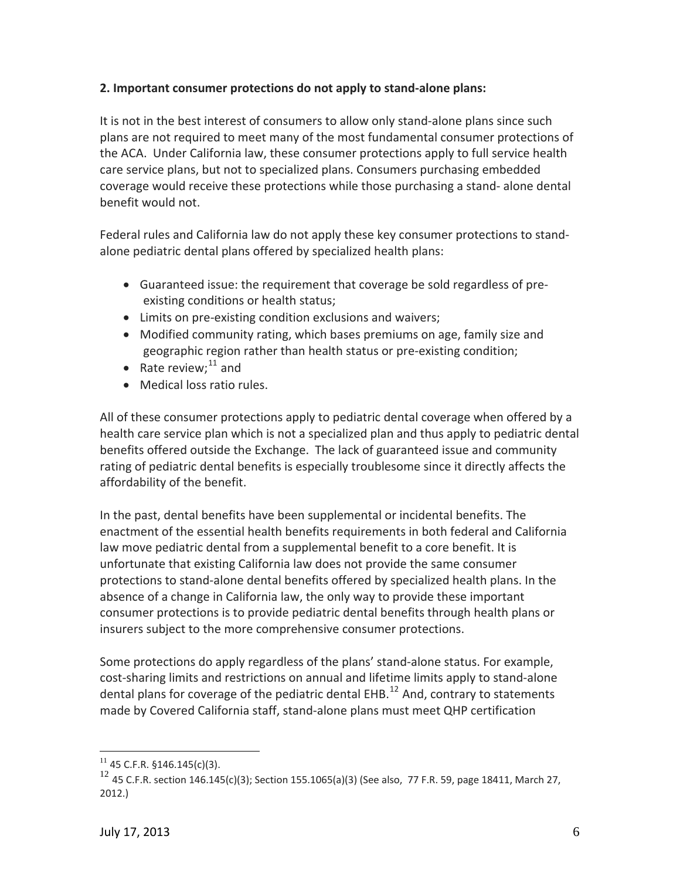**2. Important consumer protections do not apply to stand-alone plans:**

It is not in the best interest of consumers to allow only stand-alone plans since such plans are not required to meet many of the most fundamental consumer protections of the ACA. Under California law, these consumer protections apply to full service health care service plans, but not to specialized plans. Consumers purchasing embedded coverage would receive these protections while those purchasing a stand- alone dental benefit would not.

Federal rules and California law do not apply these key consumer protections to stand-alone pediatric dental plans offered by specialized health plans:

- Guaranteed issue: the requirement that coverage be sold regardless of pre-existing conditions or health status;
- Limits on pre-existing condition exclusions and waivers;
- Modified community rating, which bases premiums on age, family size and geographic region rather than health status or pre-existing condition;
- Rate review;[11] and
- Medical loss ratio rules.

All of these consumer protections apply to pediatric dental coverage when offered by a health care service plan which is not a specialized plan and thus apply to pediatric dental benefits offered outside the Exchange. The lack of guaranteed issue and community rating of pediatric dental benefits is especially troublesome since it directly affects the affordability of the benefit.

In the past, dental benefits have been supplemental or incidental benefits. The enactment of the essential health benefits requirements in both federal and California law move pediatric dental from a supplemental benefit to a core benefit. It is unfortunate that existing California law does not provide the same consumer protections to stand-alone dental benefits offered by specialized health plans. In the absence of a change in California law, the only way to provide these important consumer protections is to provide pediatric dental benefits through health plans or insurers subject to the more comprehensive consumer protections.

Some protections do apply regardless of the plans' stand-alone status. For example, cost-sharing limits and restrictions on annual and lifetime limits apply to stand-alone dental plans for coverage of the pediatric dental EHB.[12] And, contrary to statements made by Covered California staff, stand-alone plans must meet QHP certification

---

[11] 45 C.F.R. §146.145(c)(3).

[12] 45 C.F.R. section 146.145(c)(3); Section 155.1065(a)(3) (See also, 77 F.R. 59, page 18411, March 27, 2012.)

July 17, 2013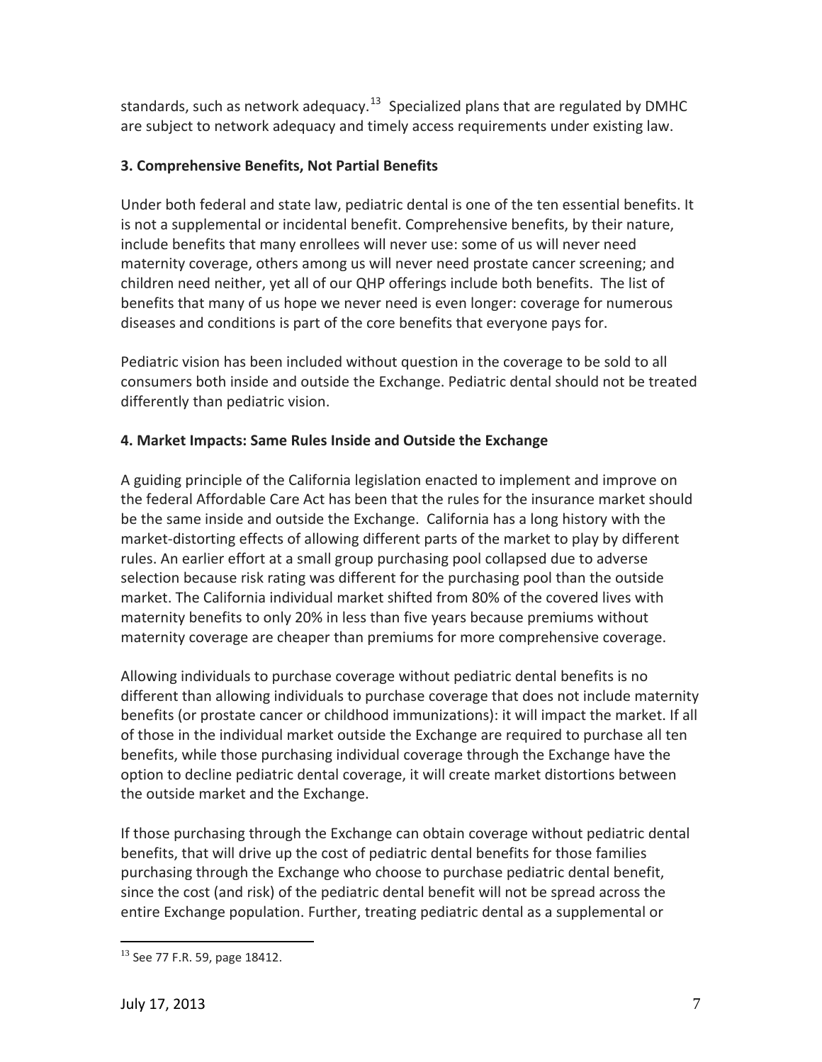standards, such as network adequacy.[13] Specialized plans that are regulated by DMHC are subject to network adequacy and timely access requirements under existing law.

### 3. Comprehensive Benefits, Not Partial Benefits

Under both federal and state law, pediatric dental is one of the ten essential benefits. It is not a supplemental or incidental benefit. Comprehensive benefits, by their nature, include benefits that many enrollees will never use: some of us will never need maternity coverage, others among us will never need prostate cancer screening; and children need neither, yet all of our QHP offerings include both benefits. The list of benefits that many of us hope we never need is even longer: coverage for numerous diseases and conditions is part of the core benefits that everyone pays for.

Pediatric vision has been included without question in the coverage to be sold to all consumers both inside and outside the Exchange. Pediatric dental should not be treated differently than pediatric vision.

### 4. Market Impacts: Same Rules Inside and Outside the Exchange

A guiding principle of the California legislation enacted to implement and improve on the federal Affordable Care Act has been that the rules for the insurance market should be the same inside and outside the Exchange. California has a long history with the market-distorting effects of allowing different parts of the market to play by different rules. An earlier effort at a small group purchasing pool collapsed due to adverse selection because risk rating was different for the purchasing pool than the outside market. The California individual market shifted from 80% of the covered lives with maternity benefits to only 20% in less than five years because premiums without maternity coverage are cheaper than premiums for more comprehensive coverage.

Allowing individuals to purchase coverage without pediatric dental benefits is no different than allowing individuals to purchase coverage that does not include maternity benefits (or prostate cancer or childhood immunizations): it will impact the market. If all of those in the individual market outside the Exchange are required to purchase all ten benefits, while those purchasing individual coverage through the Exchange have the option to decline pediatric dental coverage, it will create market distortions between the outside market and the Exchange.

If those purchasing through the Exchange can obtain coverage without pediatric dental benefits, that will drive up the cost of pediatric dental benefits for those families purchasing through the Exchange who choose to purchase pediatric dental benefit, since the cost (and risk) of the pediatric dental benefit will not be spread across the entire Exchange population. Further, treating pediatric dental as a supplemental or

[13] See 77 F.R. 59, page 18412.

July 17, 2013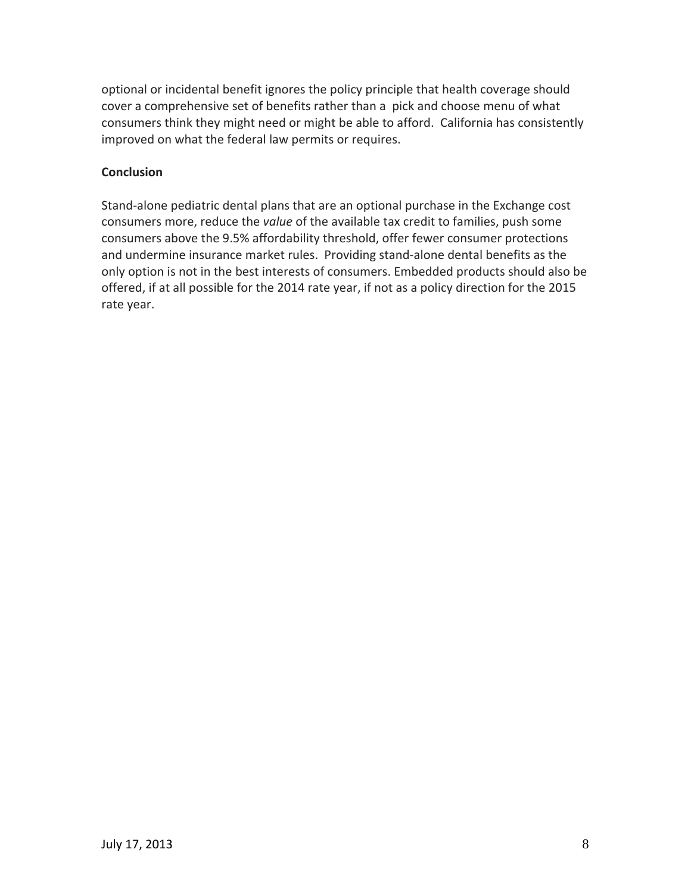optional or incidental benefit ignores the policy principle that health coverage should cover a comprehensive set of benefits rather than a pick and choose menu of what consumers think they might need or might be able to afford. California has consistently improved on what the federal law permits or requires.

**Conclusion**

Stand-alone pediatric dental plans that are an optional purchase in the Exchange cost consumers more, reduce the *value* of the available tax credit to families, push some consumers above the 9.5% affordability threshold, offer fewer consumer protections and undermine insurance market rules. Providing stand-alone dental benefits as the only option is not in the best interests of consumers. Embedded products should also be offered, if at all possible for the 2014 rate year, if not as a policy direction for the 2015 rate year.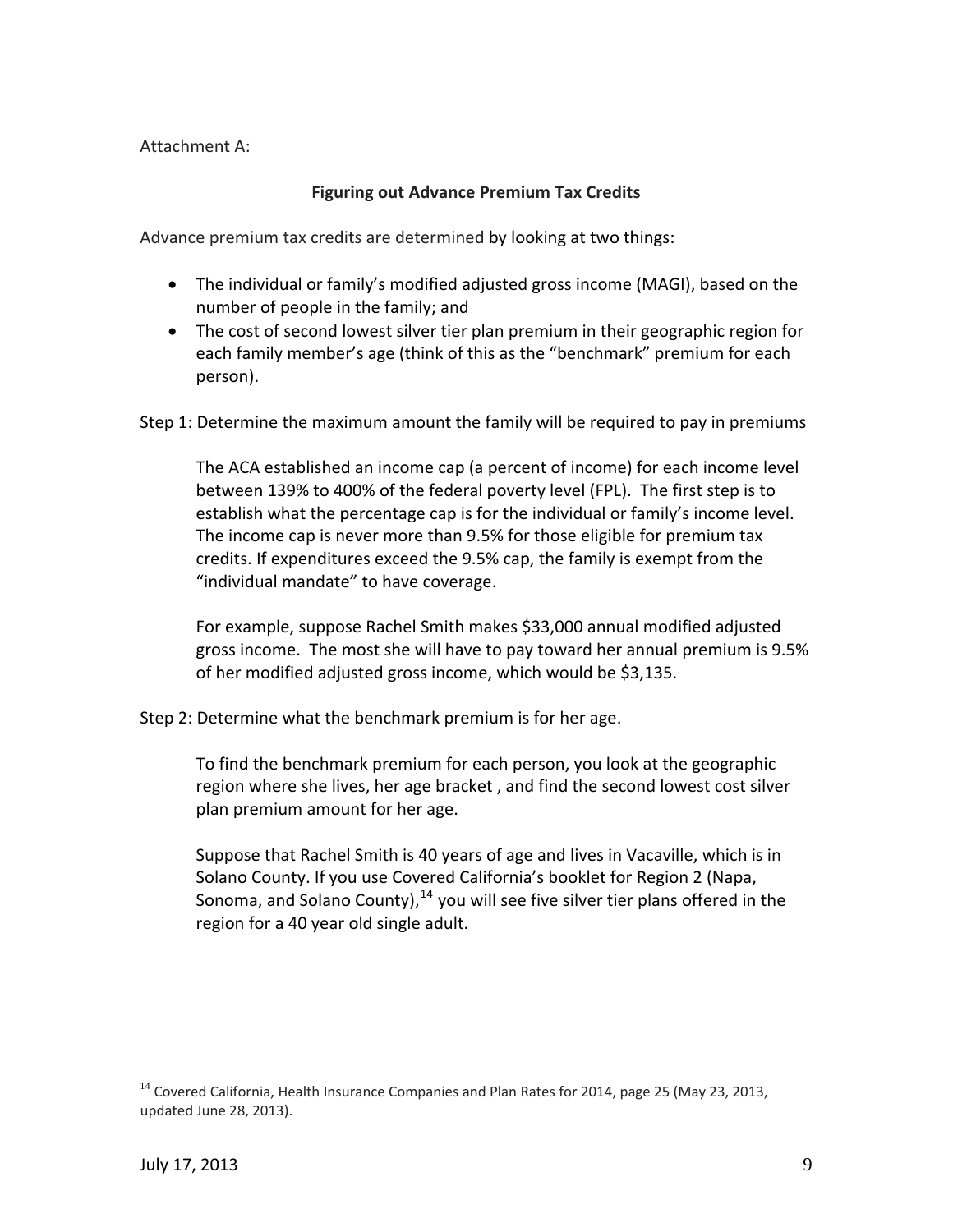Attachment A:

**Figuring out Advance Premium Tax Credits**

Advance premium tax credits are determined by looking at two things:

- The individual or family's modified adjusted gross income (MAGI), based on the number of people in the family; and
- The cost of second lowest silver tier plan premium in their geographic region for each family member's age (think of this as the "benchmark" premium for each person).

Step 1: Determine the maximum amount the family will be required to pay in premiums

The ACA established an income cap (a percent of income) for each income level between 139% to 400% of the federal poverty level (FPL). The first step is to establish what the percentage cap is for the individual or family's income level. The income cap is never more than 9.5% for those eligible for premium tax credits. If expenditures exceed the 9.5% cap, the family is exempt from the "individual mandate" to have coverage.

For example, suppose Rachel Smith makes $33,000 annual modified adjusted gross income. The most she will have to pay toward her annual premium is 9.5% of her modified adjusted gross income, which would be $3,135.

Step 2: Determine what the benchmark premium is for her age.

To find the benchmark premium for each person, you look at the geographic region where she lives, her age bracket , and find the second lowest cost silver plan premium amount for her age.

Suppose that Rachel Smith is 40 years of age and lives in Vacaville, which is in Solano County. If you use Covered California's booklet for Region 2 (Napa, Sonoma, and Solano County),[14] you will see five silver tier plans offered in the region for a 40 year old single adult.

[14] Covered California, Health Insurance Companies and Plan Rates for 2014, page 25 (May 23, 2013, updated June 28, 2013).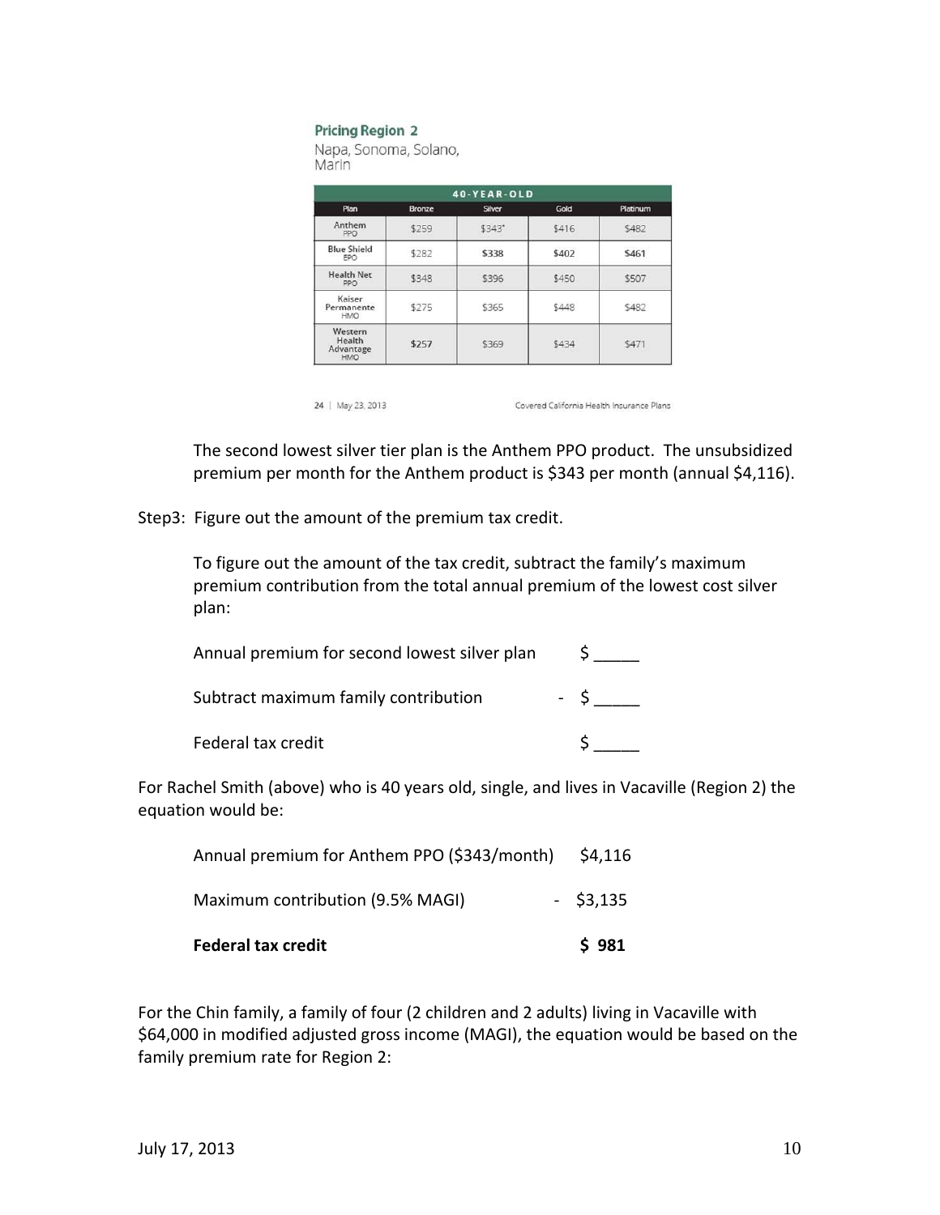**Pricing Region 2**

Napa, Sonoma, Solano, Marin

| 40-YEAR-OLD | | | | |
|---|---|---|---|---|
| Plan | Bronze | Silver | Gold | Platinum |
| Anthem PPO | $259 | $343* | $416 | $482 |
| Blue Shield EPO | $282 | $338 | $402 | $461 |
| Health Net PPO | $348 | $396 | $450 | $507 |
| Kaiser Permanente HMO | $275 | $365 | $448 | $482 |
| Western Health Advantage HMO | $257 | $369 | $434 | $471 |

24 | May 23, 2013 Covered California Health Insurance Plans

The second lowest silver tier plan is the Anthem PPO product. The unsubsidized premium per month for the Anthem product is $343 per month (annual $4,116).

Step3: Figure out the amount of the premium tax credit.

To figure out the amount of the tax credit, subtract the family's maximum premium contribution from the total annual premium of the lowest cost silver plan:

| | |
|---|---|
| Annual premium for second lowest silver plan | $ _____ |
| Subtract maximum family contribution | - $ _____ |
| Federal tax credit | $ _____ |

For Rachel Smith (above) who is 40 years old, single, and lives in Vacaville (Region 2) the equation would be:

| | |
|---|---|
| Annual premium for Anthem PPO ($343/month) | $4,116 |
| Maximum contribution (9.5% MAGI) | - $3,135 |
| **Federal tax credit** | **$ 981** |

For the Chin family, a family of four (2 children and 2 adults) living in Vacaville with $64,000 in modified adjusted gross income (MAGI), the equation would be based on the family premium rate for Region 2: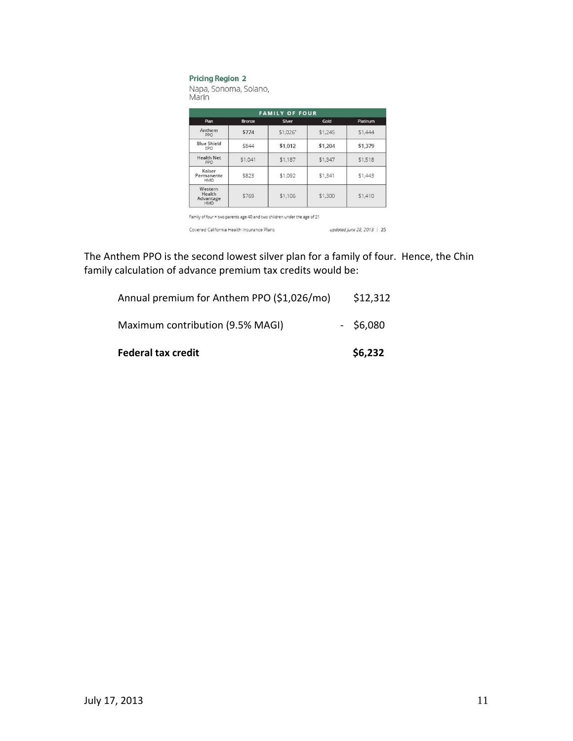**Pricing Region 2**

Napa, Sonoma, Solano, Marin

| FAMILY OF FOUR | | | | |
|---|---|---|---|---|
| Plan | Bronze | Silver | Gold | Platinum |
| Anthem PPO | $774 | $1,026* | $1,245 | $1,444 |
| Blue Shield EPO | $844 | $1,012 | $1,204 | $1,379 |
| Health Net PPO | $1,041 | $1,187 | $1,347 | $1,518 |
| Kaiser Permanente HMO | $823 | $1,092 | $1,341 | $1,443 |
| Western Health Advantage HMO | $769 | $1,106 | $1,300 | $1,410 |

Family of four = two parents age 40 and two children under the age of 21

Covered California Health Insurance Plans — *updated June 28, 2013* | 25

The Anthem PPO is the second lowest silver plan for a family of four. Hence, the Chin family calculation of advance premium tax credits would be:

| | |
|---|---|
| Annual premium for Anthem PPO ($1,026/mo) | $12,312 |
| Maximum contribution (9.5% MAGI) | - $6,080 |
| **Federal tax credit** | **$6,232** |

July 17, 2013